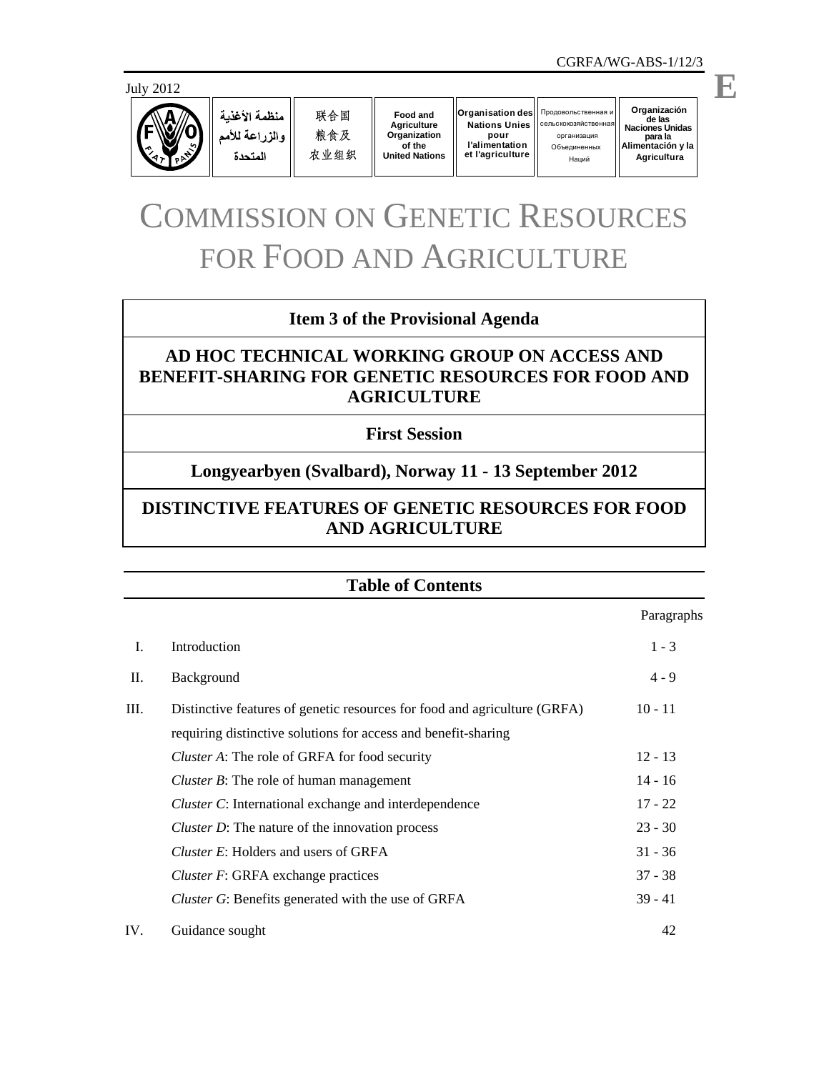CGRFA/WG-ABS-1/12/3

July 2012

E

| منظمة الأغذية والزراعة للأمم المتحدة | 联合国粮食及农业组织 | Food and Agriculture Organization of the United Nations | Organisation des Nations Unies pour l'alimentation et l'agriculture | Продовольственная и сельскохозяйственная организация Объединенных Наций | Organización de las Naciones Unidas para la Alimentación y la Agricultura |
|---|---|---|---|---|---|

# COMMISSION ON GENETIC RESOURCES FOR FOOD AND AGRICULTURE

**Item 3 of the Provisional Agenda**

**AD HOC TECHNICAL WORKING GROUP ON ACCESS AND BENEFIT-SHARING FOR GENETIC RESOURCES FOR FOOD AND AGRICULTURE**

**First Session**

**Longyearbyen (Svalbard), Norway 11 - 13 September 2012**

## DISTINCTIVE FEATURES OF GENETIC RESOURCES FOR FOOD AND AGRICULTURE

### Table of Contents

| | | Paragraphs |
|---|---|---|
| I. | Introduction | 1 - 3 |
| II. | Background | 4 - 9 |
| III. | Distinctive features of genetic resources for food and agriculture (GRFA) requiring distinctive solutions for access and benefit-sharing | 10 - 11 |
| | *Cluster A*: The role of GRFA for food security | 12 - 13 |
| | *Cluster B*: The role of human management | 14 - 16 |
| | *Cluster C*: International exchange and interdependence | 17 - 22 |
| | *Cluster D*: The nature of the innovation process | 23 - 30 |
| | *Cluster E*: Holders and users of GRFA | 31 - 36 |
| | *Cluster F*: GRFA exchange practices | 37 - 38 |
| | *Cluster G*: Benefits generated with the use of GRFA | 39 - 41 |
| IV. | Guidance sought | 42 |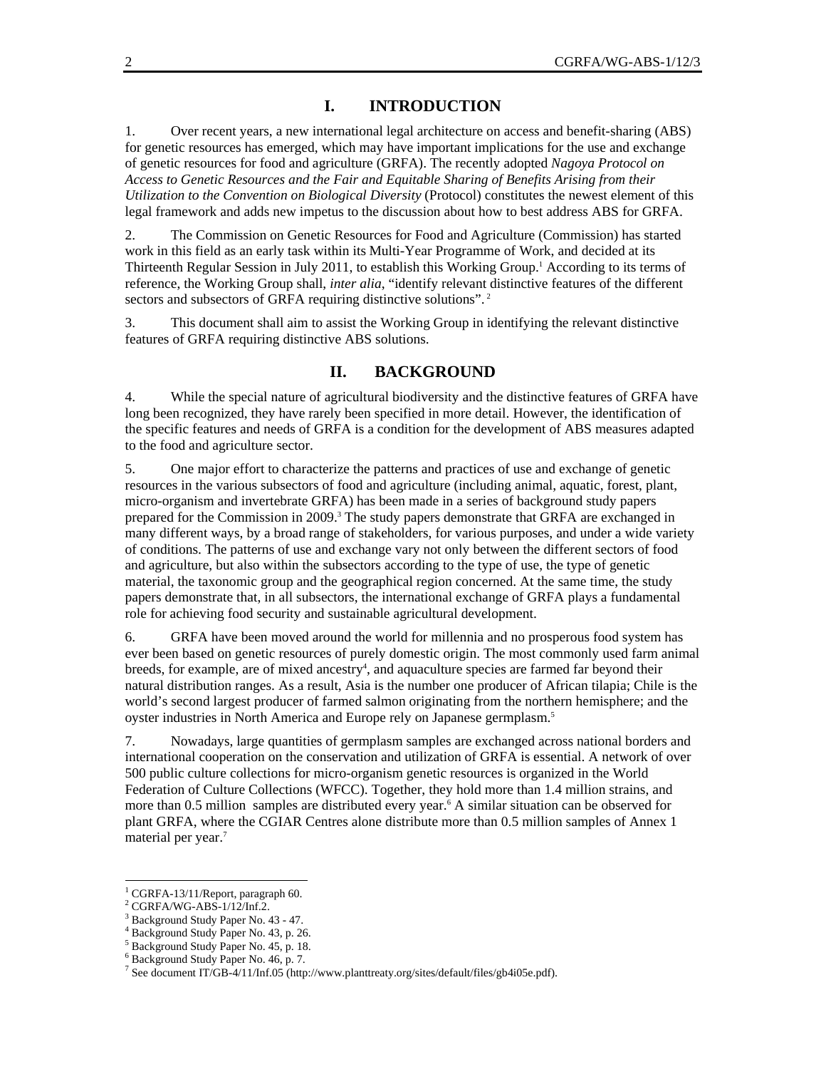# I. INTRODUCTION

1. Over recent years, a new international legal architecture on access and benefit-sharing (ABS) for genetic resources has emerged, which may have important implications for the use and exchange of genetic resources for food and agriculture (GRFA). The recently adopted *Nagoya Protocol on Access to Genetic Resources and the Fair and Equitable Sharing of Benefits Arising from their Utilization to the Convention on Biological Diversity* (Protocol) constitutes the newest element of this legal framework and adds new impetus to the discussion about how to best address ABS for GRFA.

2. The Commission on Genetic Resources for Food and Agriculture (Commission) has started work in this field as an early task within its Multi-Year Programme of Work, and decided at its Thirteenth Regular Session in July 2011, to establish this Working Group.[1] According to its terms of reference, the Working Group shall, *inter alia*, "identify relevant distinctive features of the different sectors and subsectors of GRFA requiring distinctive solutions".[2]

3. This document shall aim to assist the Working Group in identifying the relevant distinctive features of GRFA requiring distinctive ABS solutions.

# II. BACKGROUND

4. While the special nature of agricultural biodiversity and the distinctive features of GRFA have long been recognized, they have rarely been specified in more detail. However, the identification of the specific features and needs of GRFA is a condition for the development of ABS measures adapted to the food and agriculture sector.

5. One major effort to characterize the patterns and practices of use and exchange of genetic resources in the various subsectors of food and agriculture (including animal, aquatic, forest, plant, micro-organism and invertebrate GRFA) has been made in a series of background study papers prepared for the Commission in 2009.[3] The study papers demonstrate that GRFA are exchanged in many different ways, by a broad range of stakeholders, for various purposes, and under a wide variety of conditions. The patterns of use and exchange vary not only between the different sectors of food and agriculture, but also within the subsectors according to the type of use, the type of genetic material, the taxonomic group and the geographical region concerned. At the same time, the study papers demonstrate that, in all subsectors, the international exchange of GRFA plays a fundamental role for achieving food security and sustainable agricultural development.

6. GRFA have been moved around the world for millennia and no prosperous food system has ever been based on genetic resources of purely domestic origin. The most commonly used farm animal breeds, for example, are of mixed ancestry[4], and aquaculture species are farmed far beyond their natural distribution ranges. As a result, Asia is the number one producer of African tilapia; Chile is the world's second largest producer of farmed salmon originating from the northern hemisphere; and the oyster industries in North America and Europe rely on Japanese germplasm.[5]

7. Nowadays, large quantities of germplasm samples are exchanged across national borders and international cooperation on the conservation and utilization of GRFA is essential. A network of over 500 public culture collections for micro-organism genetic resources is organized in the World Federation of Culture Collections (WFCC). Together, they hold more than 1.4 million strains, and more than 0.5 million samples are distributed every year.[6] A similar situation can be observed for plant GRFA, where the CGIAR Centres alone distribute more than 0.5 million samples of Annex 1 material per year.[7]

---

[1] CGRFA-13/11/Report, paragraph 60.
[2] CGRFA/WG-ABS-1/12/Inf.2.
[3] Background Study Paper No. 43 - 47.
[4] Background Study Paper No. 43, p. 26.
[5] Background Study Paper No. 45, p. 18.
[6] Background Study Paper No. 46, p. 7.
[7] See document IT/GB-4/11/Inf.05 (http://www.planttreaty.org/sites/default/files/gb4i05e.pdf).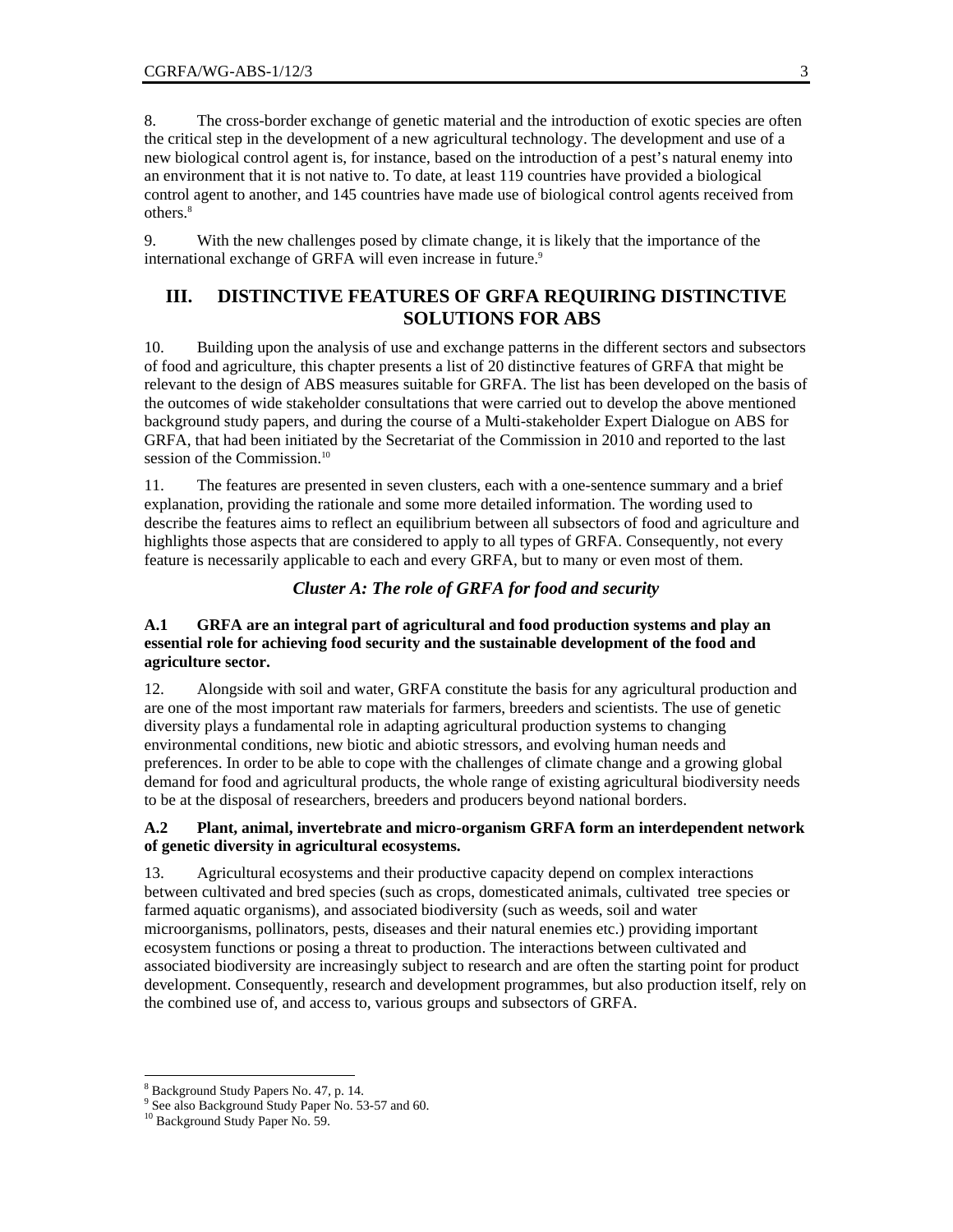8. The cross-border exchange of genetic material and the introduction of exotic species are often the critical step in the development of a new agricultural technology. The development and use of a new biological control agent is, for instance, based on the introduction of a pest's natural enemy into an environment that it is not native to. To date, at least 119 countries have provided a biological control agent to another, and 145 countries have made use of biological control agents received from others.[8]

9. With the new challenges posed by climate change, it is likely that the importance of the international exchange of GRFA will even increase in future.[9]

## III. DISTINCTIVE FEATURES OF GRFA REQUIRING DISTINCTIVE SOLUTIONS FOR ABS

10. Building upon the analysis of use and exchange patterns in the different sectors and subsectors of food and agriculture, this chapter presents a list of 20 distinctive features of GRFA that might be relevant to the design of ABS measures suitable for GRFA. The list has been developed on the basis of the outcomes of wide stakeholder consultations that were carried out to develop the above mentioned background study papers, and during the course of a Multi-stakeholder Expert Dialogue on ABS for GRFA, that had been initiated by the Secretariat of the Commission in 2010 and reported to the last session of the Commission.[10]

11. The features are presented in seven clusters, each with a one-sentence summary and a brief explanation, providing the rationale and some more detailed information. The wording used to describe the features aims to reflect an equilibrium between all subsectors of food and agriculture and highlights those aspects that are considered to apply to all types of GRFA. Consequently, not every feature is necessarily applicable to each and every GRFA, but to many or even most of them.

### *Cluster A: The role of GRFA for food and security*

**A.1 GRFA are an integral part of agricultural and food production systems and play an essential role for achieving food security and the sustainable development of the food and agriculture sector.**

12. Alongside with soil and water, GRFA constitute the basis for any agricultural production and are one of the most important raw materials for farmers, breeders and scientists. The use of genetic diversity plays a fundamental role in adapting agricultural production systems to changing environmental conditions, new biotic and abiotic stressors, and evolving human needs and preferences. In order to be able to cope with the challenges of climate change and a growing global demand for food and agricultural products, the whole range of existing agricultural biodiversity needs to be at the disposal of researchers, breeders and producers beyond national borders.

**A.2 Plant, animal, invertebrate and micro-organism GRFA form an interdependent network of genetic diversity in agricultural ecosystems.**

13. Agricultural ecosystems and their productive capacity depend on complex interactions between cultivated and bred species (such as crops, domesticated animals, cultivated tree species or farmed aquatic organisms), and associated biodiversity (such as weeds, soil and water microorganisms, pollinators, pests, diseases and their natural enemies etc.) providing important ecosystem functions or posing a threat to production. The interactions between cultivated and associated biodiversity are increasingly subject to research and are often the starting point for product development. Consequently, research and development programmes, but also production itself, rely on the combined use of, and access to, various groups and subsectors of GRFA.

---

[8] Background Study Papers No. 47, p. 14.
[9] See also Background Study Paper No. 53-57 and 60.
[10] Background Study Paper No. 59.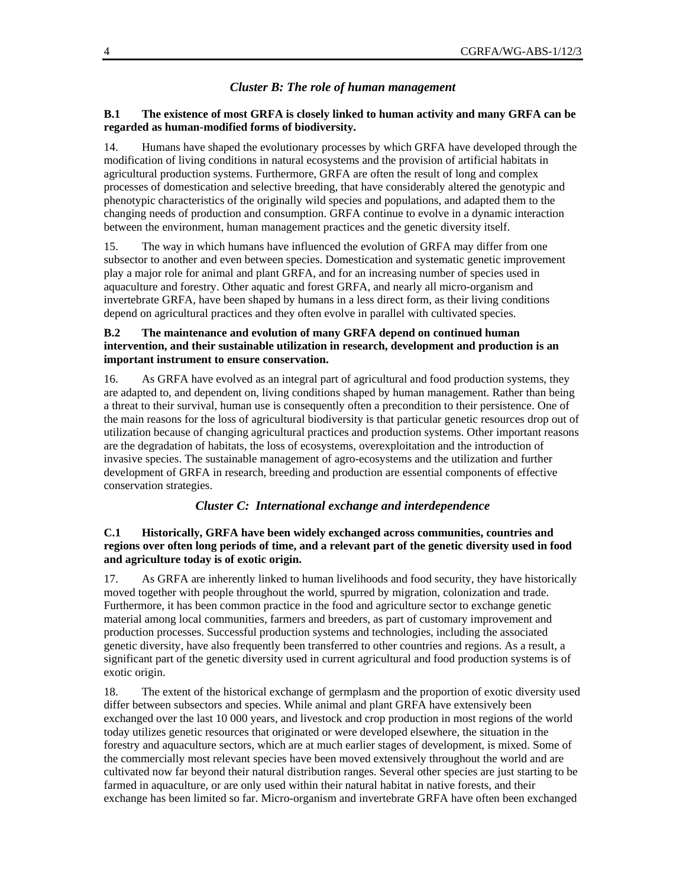### *Cluster B: The role of human management*

**B.1 The existence of most GRFA is closely linked to human activity and many GRFA can be regarded as human-modified forms of biodiversity.**

14. Humans have shaped the evolutionary processes by which GRFA have developed through the modification of living conditions in natural ecosystems and the provision of artificial habitats in agricultural production systems. Furthermore, GRFA are often the result of long and complex processes of domestication and selective breeding, that have considerably altered the genotypic and phenotypic characteristics of the originally wild species and populations, and adapted them to the changing needs of production and consumption. GRFA continue to evolve in a dynamic interaction between the environment, human management practices and the genetic diversity itself.

15. The way in which humans have influenced the evolution of GRFA may differ from one subsector to another and even between species. Domestication and systematic genetic improvement play a major role for animal and plant GRFA, and for an increasing number of species used in aquaculture and forestry. Other aquatic and forest GRFA, and nearly all micro-organism and invertebrate GRFA, have been shaped by humans in a less direct form, as their living conditions depend on agricultural practices and they often evolve in parallel with cultivated species.

**B.2 The maintenance and evolution of many GRFA depend on continued human intervention, and their sustainable utilization in research, development and production is an important instrument to ensure conservation.**

16. As GRFA have evolved as an integral part of agricultural and food production systems, they are adapted to, and dependent on, living conditions shaped by human management. Rather than being a threat to their survival, human use is consequently often a precondition to their persistence. One of the main reasons for the loss of agricultural biodiversity is that particular genetic resources drop out of utilization because of changing agricultural practices and production systems. Other important reasons are the degradation of habitats, the loss of ecosystems, overexploitation and the introduction of invasive species. The sustainable management of agro-ecosystems and the utilization and further development of GRFA in research, breeding and production are essential components of effective conservation strategies.

### *Cluster C: International exchange and interdependence*

**C.1 Historically, GRFA have been widely exchanged across communities, countries and regions over often long periods of time, and a relevant part of the genetic diversity used in food and agriculture today is of exotic origin.**

17. As GRFA are inherently linked to human livelihoods and food security, they have historically moved together with people throughout the world, spurred by migration, colonization and trade. Furthermore, it has been common practice in the food and agriculture sector to exchange genetic material among local communities, farmers and breeders, as part of customary improvement and production processes. Successful production systems and technologies, including the associated genetic diversity, have also frequently been transferred to other countries and regions. As a result, a significant part of the genetic diversity used in current agricultural and food production systems is of exotic origin.

18. The extent of the historical exchange of germplasm and the proportion of exotic diversity used differ between subsectors and species. While animal and plant GRFA have extensively been exchanged over the last 10 000 years, and livestock and crop production in most regions of the world today utilizes genetic resources that originated or were developed elsewhere, the situation in the forestry and aquaculture sectors, which are at much earlier stages of development, is mixed. Some of the commercially most relevant species have been moved extensively throughout the world and are cultivated now far beyond their natural distribution ranges. Several other species are just starting to be farmed in aquaculture, or are only used within their natural habitat in native forests, and their exchange has been limited so far. Micro-organism and invertebrate GRFA have often been exchanged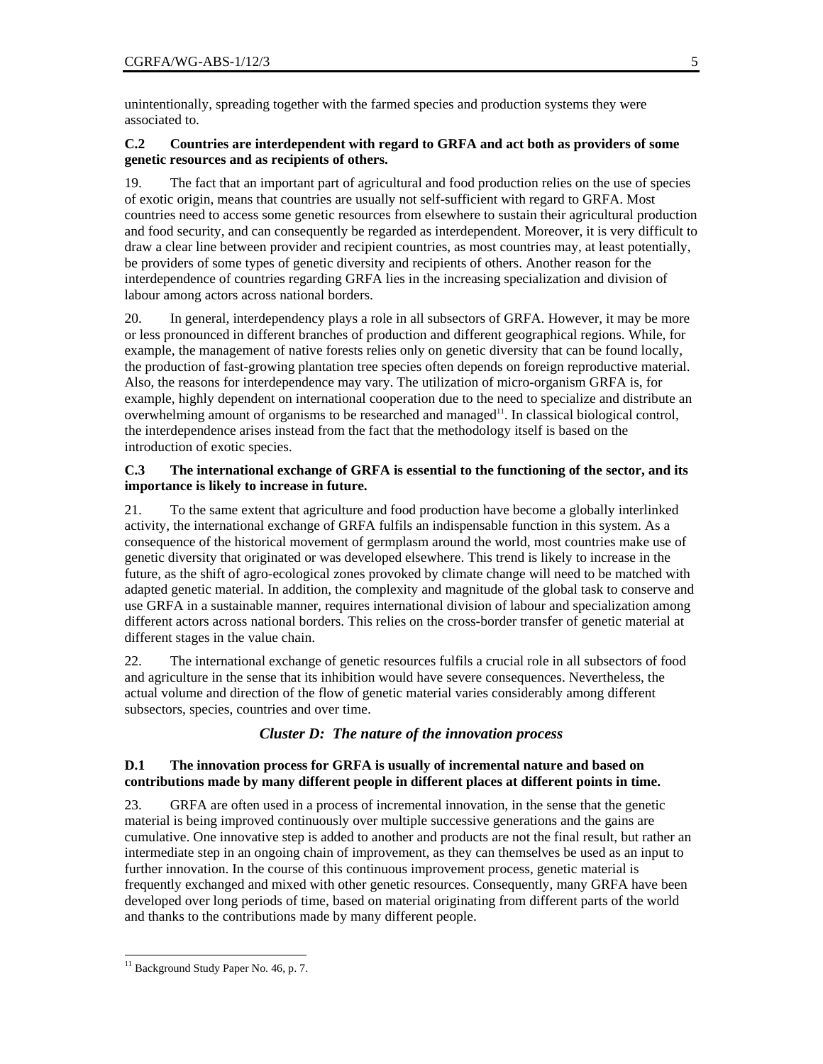unintentionally, spreading together with the farmed species and production systems they were associated to.

### C.2 Countries are interdependent with regard to GRFA and act both as providers of some genetic resources and as recipients of others.

19. The fact that an important part of agricultural and food production relies on the use of species of exotic origin, means that countries are usually not self-sufficient with regard to GRFA. Most countries need to access some genetic resources from elsewhere to sustain their agricultural production and food security, and can consequently be regarded as interdependent. Moreover, it is very difficult to draw a clear line between provider and recipient countries, as most countries may, at least potentially, be providers of some types of genetic diversity and recipients of others. Another reason for the interdependence of countries regarding GRFA lies in the increasing specialization and division of labour among actors across national borders.

20. In general, interdependency plays a role in all subsectors of GRFA. However, it may be more or less pronounced in different branches of production and different geographical regions. While, for example, the management of native forests relies only on genetic diversity that can be found locally, the production of fast-growing plantation tree species often depends on foreign reproductive material. Also, the reasons for interdependence may vary. The utilization of micro-organism GRFA is, for example, highly dependent on international cooperation due to the need to specialize and distribute an overwhelming amount of organisms to be researched and managed[11]. In classical biological control, the interdependence arises instead from the fact that the methodology itself is based on the introduction of exotic species.

### C.3 The international exchange of GRFA is essential to the functioning of the sector, and its importance is likely to increase in future.

21. To the same extent that agriculture and food production have become a globally interlinked activity, the international exchange of GRFA fulfils an indispensable function in this system. As a consequence of the historical movement of germplasm around the world, most countries make use of genetic diversity that originated or was developed elsewhere. This trend is likely to increase in the future, as the shift of agro-ecological zones provoked by climate change will need to be matched with adapted genetic material. In addition, the complexity and magnitude of the global task to conserve and use GRFA in a sustainable manner, requires international division of labour and specialization among different actors across national borders. This relies on the cross-border transfer of genetic material at different stages in the value chain.

22. The international exchange of genetic resources fulfils a crucial role in all subsectors of food and agriculture in the sense that its inhibition would have severe consequences. Nevertheless, the actual volume and direction of the flow of genetic material varies considerably among different subsectors, species, countries and over time.

## *Cluster D: The nature of the innovation process*

### D.1 The innovation process for GRFA is usually of incremental nature and based on contributions made by many different people in different places at different points in time.

23. GRFA are often used in a process of incremental innovation, in the sense that the genetic material is being improved continuously over multiple successive generations and the gains are cumulative. One innovative step is added to another and products are not the final result, but rather an intermediate step in an ongoing chain of improvement, as they can themselves be used as an input to further innovation. In the course of this continuous improvement process, genetic material is frequently exchanged and mixed with other genetic resources. Consequently, many GRFA have been developed over long periods of time, based on material originating from different parts of the world and thanks to the contributions made by many different people.

---

[11] Background Study Paper No. 46, p. 7.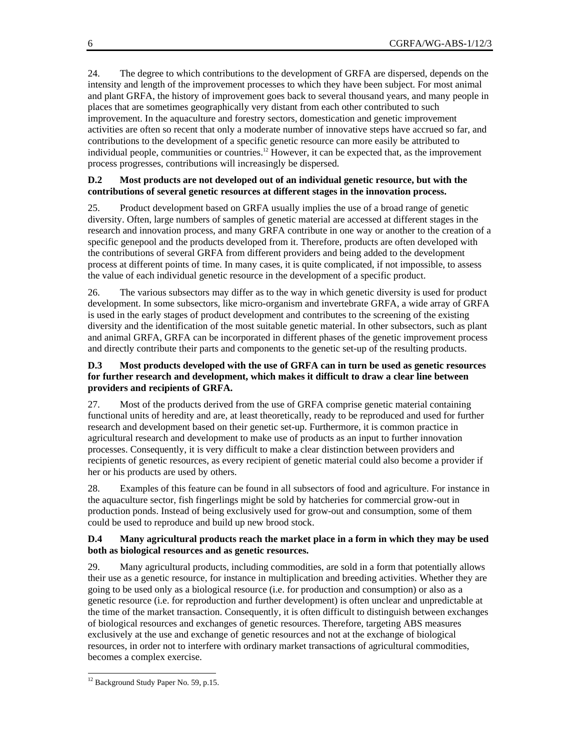24. The degree to which contributions to the development of GRFA are dispersed, depends on the intensity and length of the improvement processes to which they have been subject. For most animal and plant GRFA, the history of improvement goes back to several thousand years, and many people in places that are sometimes geographically very distant from each other contributed to such improvement. In the aquaculture and forestry sectors, domestication and genetic improvement activities are often so recent that only a moderate number of innovative steps have accrued so far, and contributions to the development of a specific genetic resource can more easily be attributed to individual people, communities or countries.[12] However, it can be expected that, as the improvement process progresses, contributions will increasingly be dispersed.

### D.2 Most products are not developed out of an individual genetic resource, but with the contributions of several genetic resources at different stages in the innovation process.

25. Product development based on GRFA usually implies the use of a broad range of genetic diversity. Often, large numbers of samples of genetic material are accessed at different stages in the research and innovation process, and many GRFA contribute in one way or another to the creation of a specific genepool and the products developed from it. Therefore, products are often developed with the contributions of several GRFA from different providers and being added to the development process at different points of time. In many cases, it is quite complicated, if not impossible, to assess the value of each individual genetic resource in the development of a specific product.

26. The various subsectors may differ as to the way in which genetic diversity is used for product development. In some subsectors, like micro-organism and invertebrate GRFA, a wide array of GRFA is used in the early stages of product development and contributes to the screening of the existing diversity and the identification of the most suitable genetic material. In other subsectors, such as plant and animal GRFA, GRFA can be incorporated in different phases of the genetic improvement process and directly contribute their parts and components to the genetic set-up of the resulting products.

### D.3 Most products developed with the use of GRFA can in turn be used as genetic resources for further research and development, which makes it difficult to draw a clear line between providers and recipients of GRFA.

27. Most of the products derived from the use of GRFA comprise genetic material containing functional units of heredity and are, at least theoretically, ready to be reproduced and used for further research and development based on their genetic set-up. Furthermore, it is common practice in agricultural research and development to make use of products as an input to further innovation processes. Consequently, it is very difficult to make a clear distinction between providers and recipients of genetic resources, as every recipient of genetic material could also become a provider if her or his products are used by others.

28. Examples of this feature can be found in all subsectors of food and agriculture. For instance in the aquaculture sector, fish fingerlings might be sold by hatcheries for commercial grow-out in production ponds. Instead of being exclusively used for grow-out and consumption, some of them could be used to reproduce and build up new brood stock.

### D.4 Many agricultural products reach the market place in a form in which they may be used both as biological resources and as genetic resources.

29. Many agricultural products, including commodities, are sold in a form that potentially allows their use as a genetic resource, for instance in multiplication and breeding activities. Whether they are going to be used only as a biological resource (i.e. for production and consumption) or also as a genetic resource (i.e. for reproduction and further development) is often unclear and unpredictable at the time of the market transaction. Consequently, it is often difficult to distinguish between exchanges of biological resources and exchanges of genetic resources. Therefore, targeting ABS measures exclusively at the use and exchange of genetic resources and not at the exchange of biological resources, in order not to interfere with ordinary market transactions of agricultural commodities, becomes a complex exercise.

---

[12] Background Study Paper No. 59, p.15.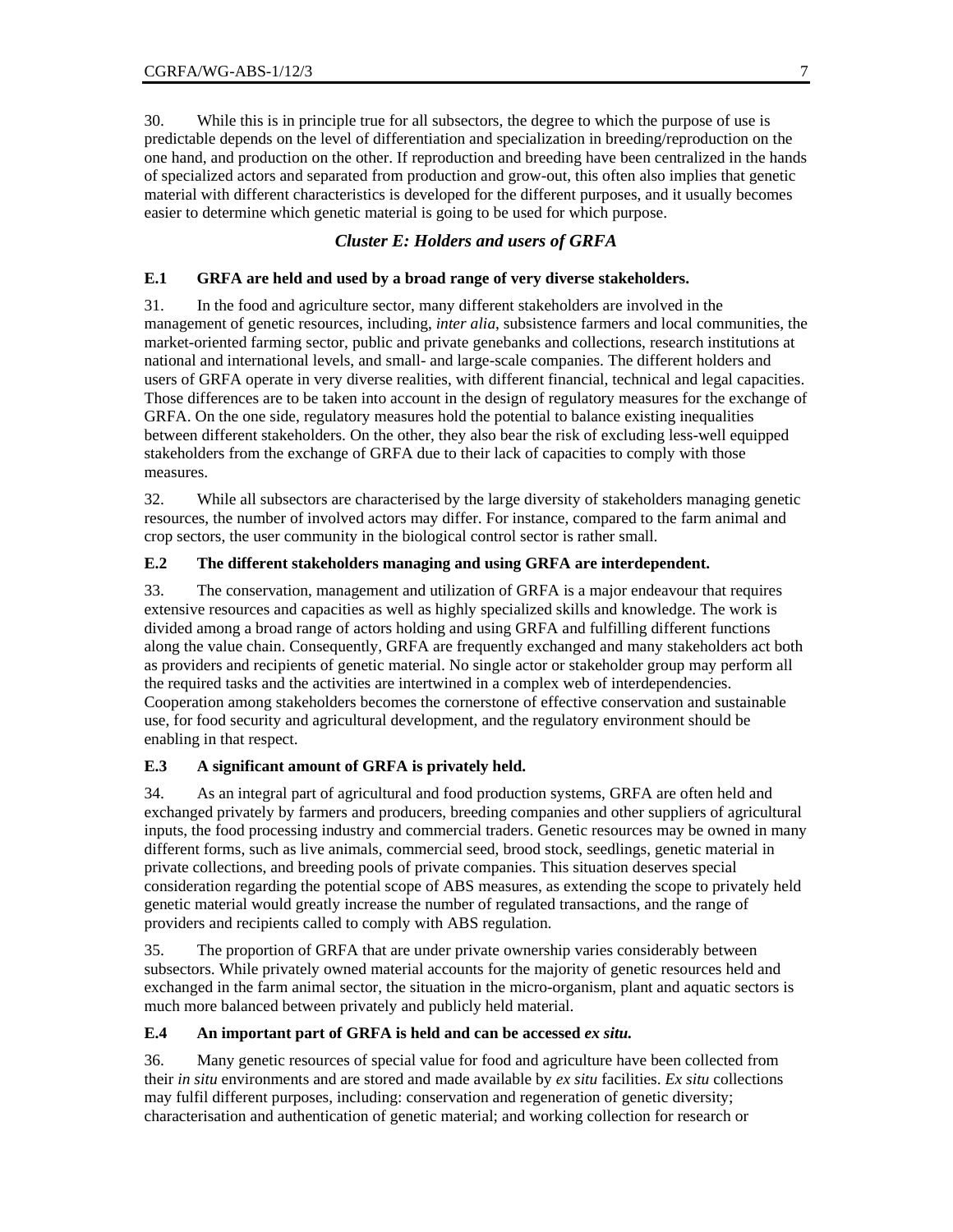30. While this is in principle true for all subsectors, the degree to which the purpose of use is predictable depends on the level of differentiation and specialization in breeding/reproduction on the one hand, and production on the other. If reproduction and breeding have been centralized in the hands of specialized actors and separated from production and grow-out, this often also implies that genetic material with different characteristics is developed for the different purposes, and it usually becomes easier to determine which genetic material is going to be used for which purpose.

## *Cluster E: Holders and users of GRFA*

### E.1 GRFA are held and used by a broad range of very diverse stakeholders.

31. In the food and agriculture sector, many different stakeholders are involved in the management of genetic resources, including, *inter alia*, subsistence farmers and local communities, the market-oriented farming sector, public and private genebanks and collections, research institutions at national and international levels, and small- and large-scale companies. The different holders and users of GRFA operate in very diverse realities, with different financial, technical and legal capacities. Those differences are to be taken into account in the design of regulatory measures for the exchange of GRFA. On the one side, regulatory measures hold the potential to balance existing inequalities between different stakeholders. On the other, they also bear the risk of excluding less-well equipped stakeholders from the exchange of GRFA due to their lack of capacities to comply with those measures.

32. While all subsectors are characterised by the large diversity of stakeholders managing genetic resources, the number of involved actors may differ. For instance, compared to the farm animal and crop sectors, the user community in the biological control sector is rather small.

### E.2 The different stakeholders managing and using GRFA are interdependent.

33. The conservation, management and utilization of GRFA is a major endeavour that requires extensive resources and capacities as well as highly specialized skills and knowledge. The work is divided among a broad range of actors holding and using GRFA and fulfilling different functions along the value chain. Consequently, GRFA are frequently exchanged and many stakeholders act both as providers and recipients of genetic material. No single actor or stakeholder group may perform all the required tasks and the activities are intertwined in a complex web of interdependencies. Cooperation among stakeholders becomes the cornerstone of effective conservation and sustainable use, for food security and agricultural development, and the regulatory environment should be enabling in that respect.

### E.3 A significant amount of GRFA is privately held.

34. As an integral part of agricultural and food production systems, GRFA are often held and exchanged privately by farmers and producers, breeding companies and other suppliers of agricultural inputs, the food processing industry and commercial traders. Genetic resources may be owned in many different forms, such as live animals, commercial seed, brood stock, seedlings, genetic material in private collections, and breeding pools of private companies. This situation deserves special consideration regarding the potential scope of ABS measures, as extending the scope to privately held genetic material would greatly increase the number of regulated transactions, and the range of providers and recipients called to comply with ABS regulation.

35. The proportion of GRFA that are under private ownership varies considerably between subsectors. While privately owned material accounts for the majority of genetic resources held and exchanged in the farm animal sector, the situation in the micro-organism, plant and aquatic sectors is much more balanced between privately and publicly held material.

### E.4 An important part of GRFA is held and can be accessed *ex situ*.

36. Many genetic resources of special value for food and agriculture have been collected from their *in situ* environments and are stored and made available by *ex situ* facilities. *Ex situ* collections may fulfil different purposes, including: conservation and regeneration of genetic diversity; characterisation and authentication of genetic material; and working collection for research or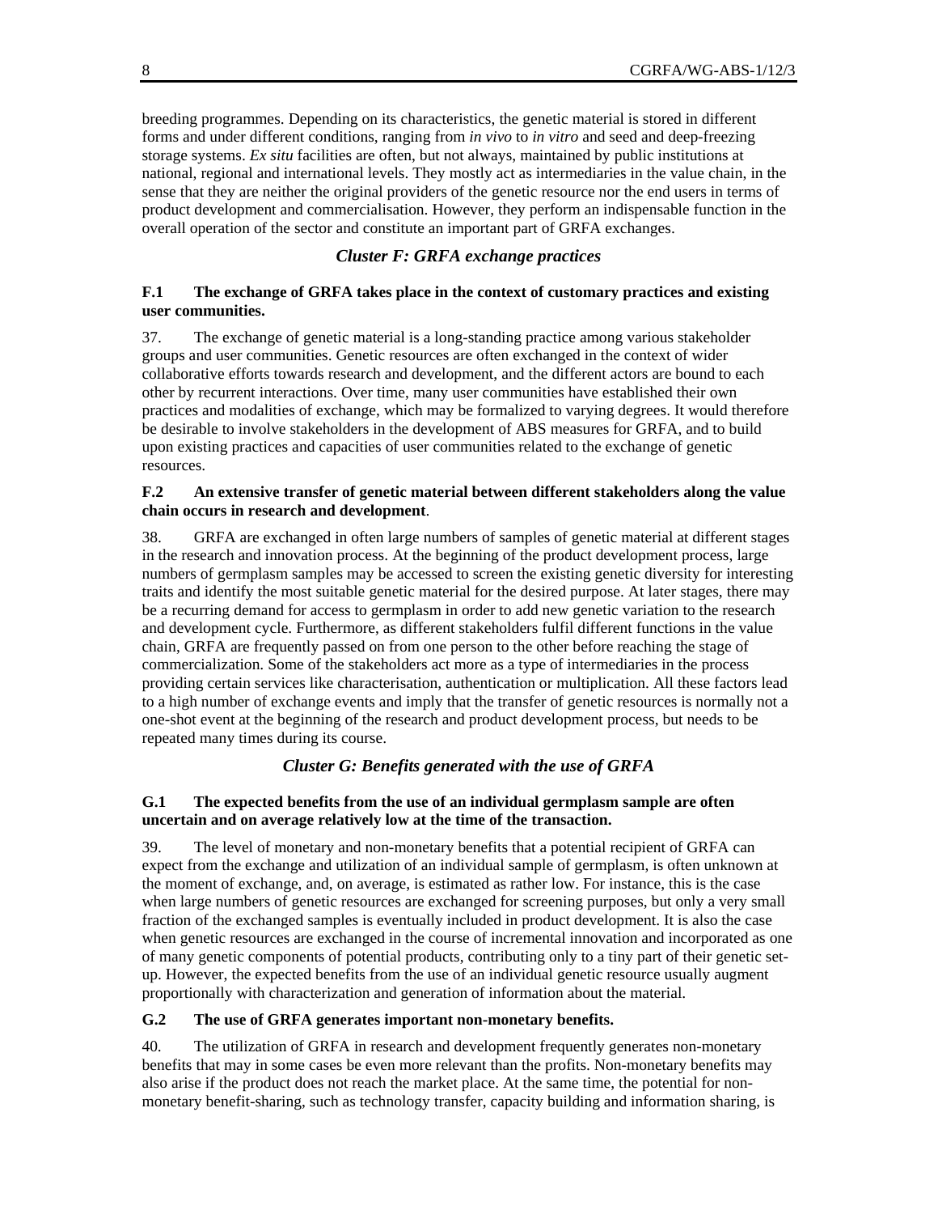breeding programmes. Depending on its characteristics, the genetic material is stored in different forms and under different conditions, ranging from *in vivo* to *in vitro* and seed and deep-freezing storage systems. *Ex situ* facilities are often, but not always, maintained by public institutions at national, regional and international levels. They mostly act as intermediaries in the value chain, in the sense that they are neither the original providers of the genetic resource nor the end users in terms of product development and commercialisation. However, they perform an indispensable function in the overall operation of the sector and constitute an important part of GRFA exchanges.

### *Cluster F: GRFA exchange practices*

**F.1 The exchange of GRFA takes place in the context of customary practices and existing user communities.**

37. The exchange of genetic material is a long-standing practice among various stakeholder groups and user communities. Genetic resources are often exchanged in the context of wider collaborative efforts towards research and development, and the different actors are bound to each other by recurrent interactions. Over time, many user communities have established their own practices and modalities of exchange, which may be formalized to varying degrees. It would therefore be desirable to involve stakeholders in the development of ABS measures for GRFA, and to build upon existing practices and capacities of user communities related to the exchange of genetic resources.

**F.2 An extensive transfer of genetic material between different stakeholders along the value chain occurs in research and development**.

38. GRFA are exchanged in often large numbers of samples of genetic material at different stages in the research and innovation process. At the beginning of the product development process, large numbers of germplasm samples may be accessed to screen the existing genetic diversity for interesting traits and identify the most suitable genetic material for the desired purpose. At later stages, there may be a recurring demand for access to germplasm in order to add new genetic variation to the research and development cycle. Furthermore, as different stakeholders fulfil different functions in the value chain, GRFA are frequently passed on from one person to the other before reaching the stage of commercialization. Some of the stakeholders act more as a type of intermediaries in the process providing certain services like characterisation, authentication or multiplication. All these factors lead to a high number of exchange events and imply that the transfer of genetic resources is normally not a one-shot event at the beginning of the research and product development process, but needs to be repeated many times during its course.

### *Cluster G: Benefits generated with the use of GRFA*

**G.1 The expected benefits from the use of an individual germplasm sample are often uncertain and on average relatively low at the time of the transaction.**

39. The level of monetary and non-monetary benefits that a potential recipient of GRFA can expect from the exchange and utilization of an individual sample of germplasm, is often unknown at the moment of exchange, and, on average, is estimated as rather low. For instance, this is the case when large numbers of genetic resources are exchanged for screening purposes, but only a very small fraction of the exchanged samples is eventually included in product development. It is also the case when genetic resources are exchanged in the course of incremental innovation and incorporated as one of many genetic components of potential products, contributing only to a tiny part of their genetic set-up. However, the expected benefits from the use of an individual genetic resource usually augment proportionally with characterization and generation of information about the material.

**G.2 The use of GRFA generates important non-monetary benefits.**

40. The utilization of GRFA in research and development frequently generates non-monetary benefits that may in some cases be even more relevant than the profits. Non-monetary benefits may also arise if the product does not reach the market place. At the same time, the potential for non-monetary benefit-sharing, such as technology transfer, capacity building and information sharing, is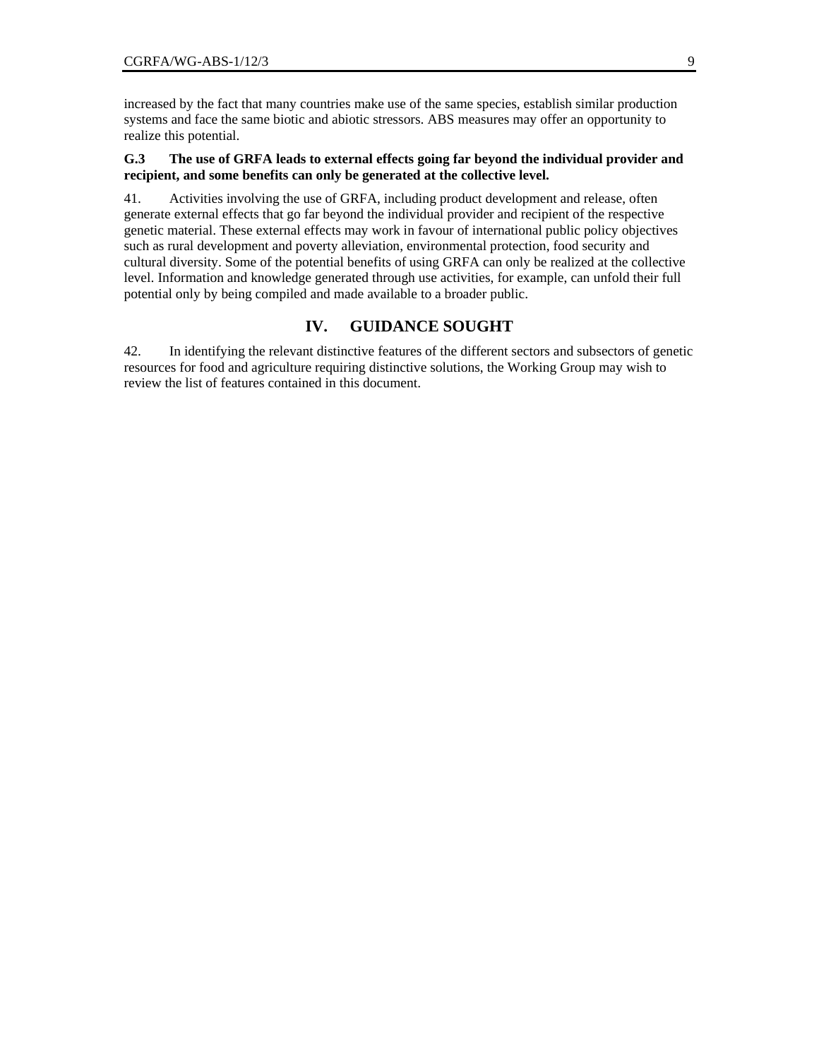increased by the fact that many countries make use of the same species, establish similar production systems and face the same biotic and abiotic stressors. ABS measures may offer an opportunity to realize this potential.

**G.3 The use of GRFA leads to external effects going far beyond the individual provider and recipient, and some benefits can only be generated at the collective level.**

41. Activities involving the use of GRFA, including product development and release, often generate external effects that go far beyond the individual provider and recipient of the respective genetic material. These external effects may work in favour of international public policy objectives such as rural development and poverty alleviation, environmental protection, food security and cultural diversity. Some of the potential benefits of using GRFA can only be realized at the collective level. Information and knowledge generated through use activities, for example, can unfold their full potential only by being compiled and made available to a broader public.

## IV. GUIDANCE SOUGHT

42. In identifying the relevant distinctive features of the different sectors and subsectors of genetic resources for food and agriculture requiring distinctive solutions, the Working Group may wish to review the list of features contained in this document.